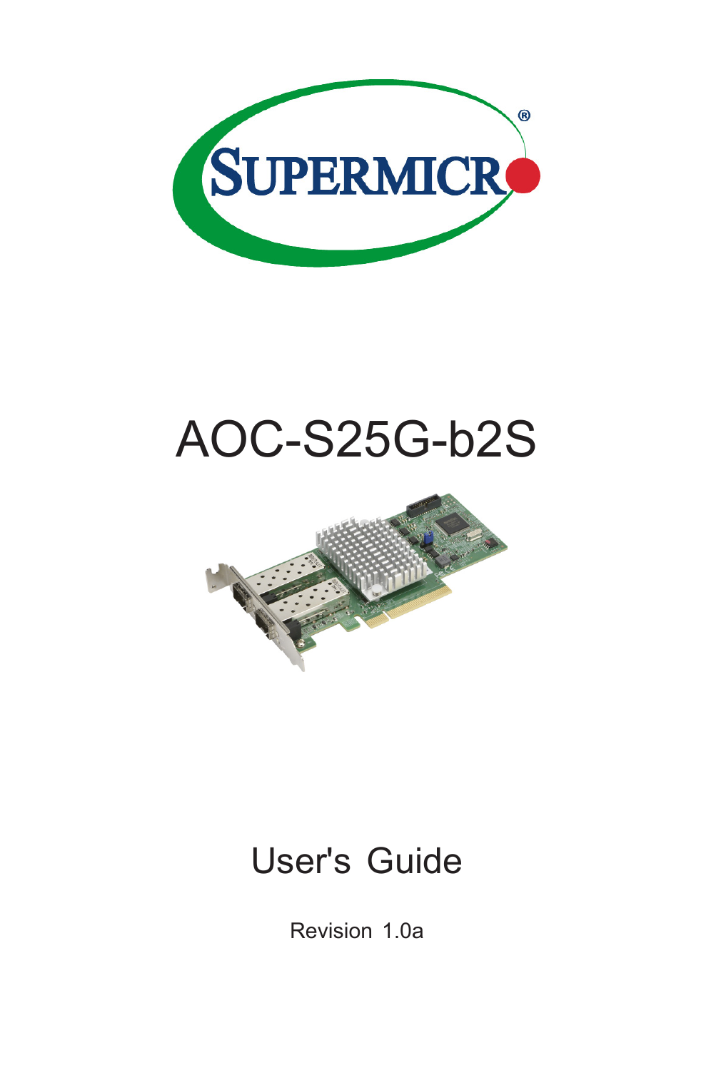# AOC-S25G-b2S

## User's Guide

Revision 1.0a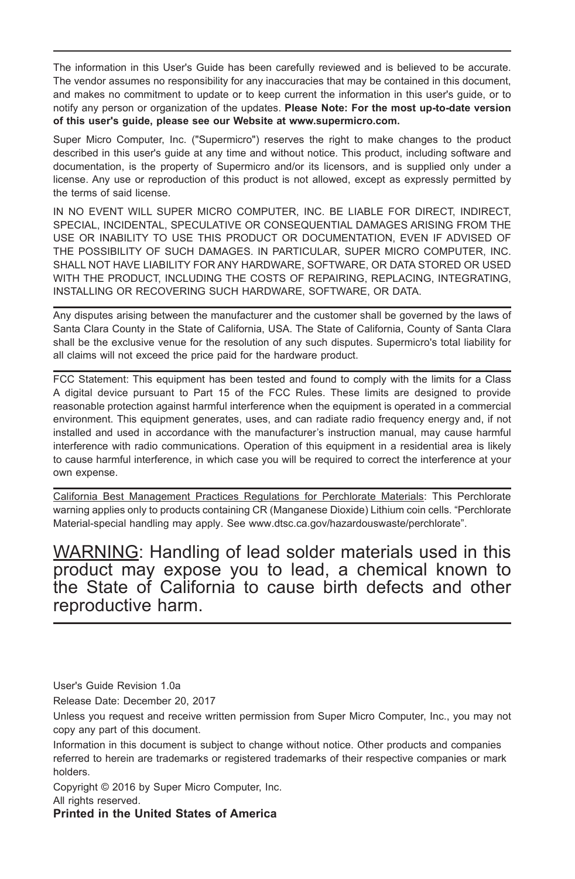The information in this User's Guide has been carefully reviewed and is believed to be accurate. The vendor assumes no responsibility for any inaccuracies that may be contained in this document, and makes no commitment to update or to keep current the information in this user's guide, or to notify any person or organization of the updates. **Please Note: For the most up-to-date version of this user's guide, please see our Website at www.supermicro.com.**

Super Micro Computer, Inc. ("Supermicro") reserves the right to make changes to the product described in this user's guide at any time and without notice. This product, including software and documentation, is the property of Supermicro and/or its licensors, and is supplied only under a license. Any use or reproduction of this product is not allowed, except as expressly permitted by the terms of said license.

IN NO EVENT WILL SUPER MICRO COMPUTER, INC. BE LIABLE FOR DIRECT, INDIRECT, SPECIAL, INCIDENTAL, SPECULATIVE OR CONSEQUENTIAL DAMAGES ARISING FROM THE USE OR INABILITY TO USE THIS PRODUCT OR DOCUMENTATION, EVEN IF ADVISED OF THE POSSIBILITY OF SUCH DAMAGES. IN PARTICULAR, SUPER MICRO COMPUTER, INC. SHALL NOT HAVE LIABILITY FOR ANY HARDWARE, SOFTWARE, OR DATA STORED OR USED WITH THE PRODUCT, INCLUDING THE COSTS OF REPAIRING, REPLACING, INTEGRATING, INSTALLING OR RECOVERING SUCH HARDWARE, SOFTWARE, OR DATA.

---

Any disputes arising between the manufacturer and the customer shall be governed by the laws of Santa Clara County in the State of California, USA. The State of California, County of Santa Clara shall be the exclusive venue for the resolution of any such disputes. Supermicro's total liability for all claims will not exceed the price paid for the hardware product.

---

FCC Statement: This equipment has been tested and found to comply with the limits for a Class A digital device pursuant to Part 15 of the FCC Rules. These limits are designed to provide reasonable protection against harmful interference when the equipment is operated in a commercial environment. This equipment generates, uses, and can radiate radio frequency energy and, if not installed and used in accordance with the manufacturer's instruction manual, may cause harmful interference with radio communications. Operation of this equipment in a residential area is likely to cause harmful interference, in which case you will be required to correct the interference at your own expense.

---

California Best Management Practices Regulations for Perchlorate Materials: This Perchlorate warning applies only to products containing CR (Manganese Dioxide) Lithium coin cells. "Perchlorate Material-special handling may apply. See www.dtsc.ca.gov/hazardouswaste/perchlorate".

## WARNING: Handling of lead solder materials used in this product may expose you to lead, a chemical known to the State of California to cause birth defects and other reproductive harm.

---

User's Guide Revision 1.0a

Release Date: December 20, 2017

Unless you request and receive written permission from Super Micro Computer, Inc., you may not copy any part of this document.

Information in this document is subject to change without notice. Other products and companies referred to herein are trademarks or registered trademarks of their respective companies or mark holders.

Copyright © 2016 by Super Micro Computer, Inc.
All rights reserved.

**Printed in the United States of America**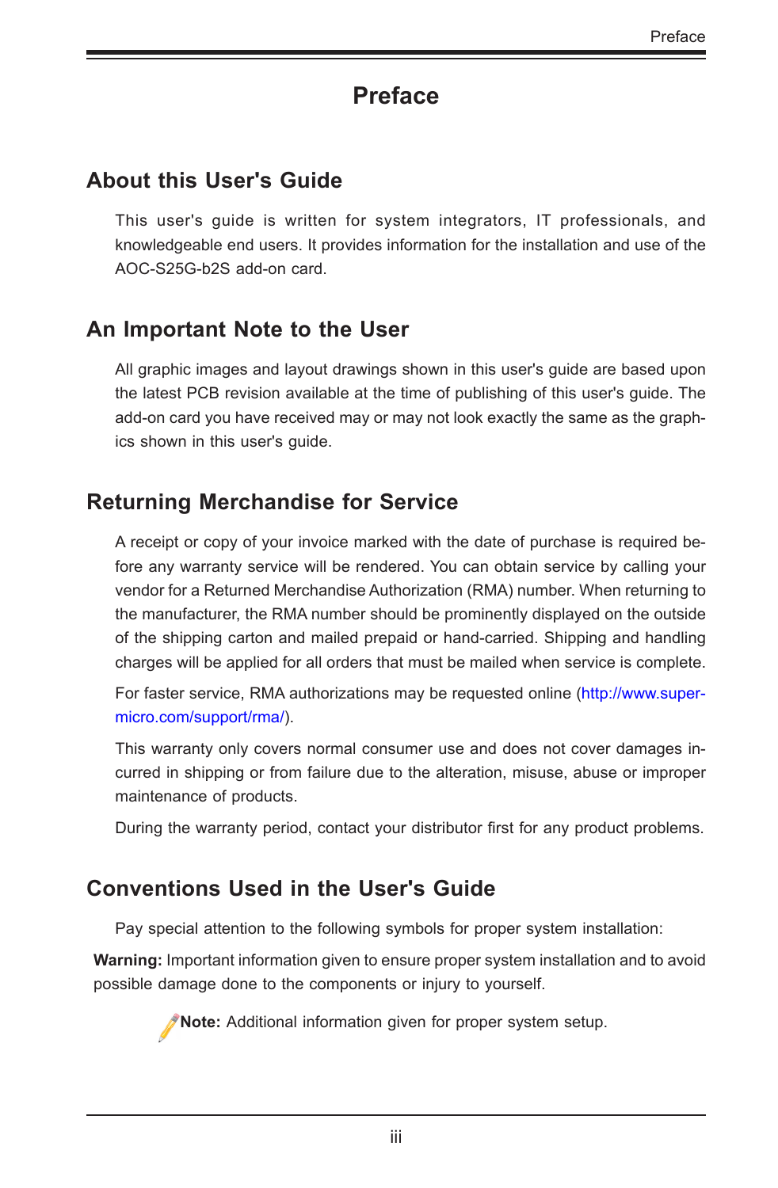# Preface

## About this User's Guide

This user's guide is written for system integrators, IT professionals, and knowledgeable end users. It provides information for the installation and use of the AOC-S25G-b2S add-on card.

## An Important Note to the User

All graphic images and layout drawings shown in this user's guide are based upon the latest PCB revision available at the time of publishing of this user's guide. The add-on card you have received may or may not look exactly the same as the graphics shown in this user's guide.

## Returning Merchandise for Service

A receipt or copy of your invoice marked with the date of purchase is required before any warranty service will be rendered. You can obtain service by calling your vendor for a Returned Merchandise Authorization (RMA) number. When returning to the manufacturer, the RMA number should be prominently displayed on the outside of the shipping carton and mailed prepaid or hand-carried. Shipping and handling charges will be applied for all orders that must be mailed when service is complete.

For faster service, RMA authorizations may be requested online (http://www.supermicro.com/support/rma/).

This warranty only covers normal consumer use and does not cover damages incurred in shipping or from failure due to the alteration, misuse, abuse or improper maintenance of products.

During the warranty period, contact your distributor first for any product problems.

## Conventions Used in the User's Guide

Pay special attention to the following symbols for proper system installation:

**Warning:** Important information given to ensure proper system installation and to avoid possible damage done to the components or injury to yourself.

**Note:** Additional information given for proper system setup.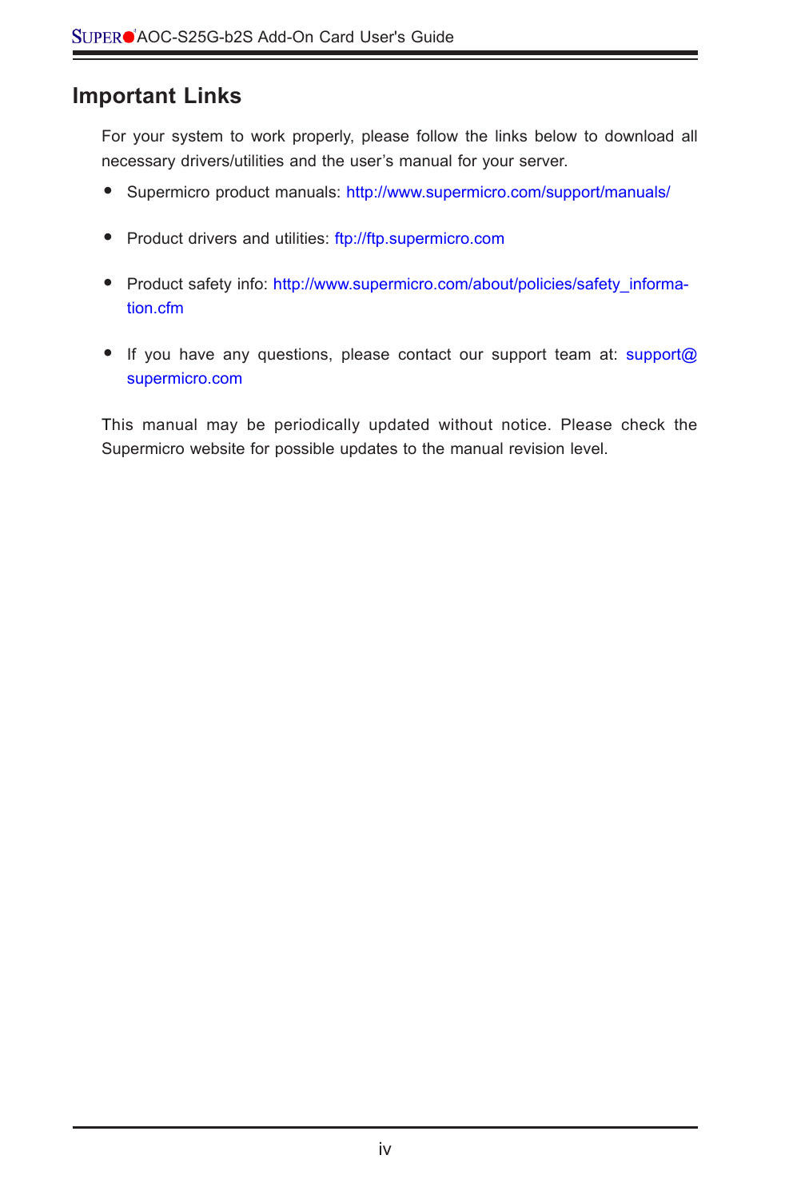## Important Links

For your system to work properly, please follow the links below to download all necessary drivers/utilities and the user's manual for your server.

- Supermicro product manuals: http://www.supermicro.com/support/manuals/
- Product drivers and utilities: ftp://ftp.supermicro.com
- Product safety info: http://www.supermicro.com/about/policies/safety_information.cfm
- If you have any questions, please contact our support team at: support@supermicro.com

This manual may be periodically updated without notice. Please check the Supermicro website for possible updates to the manual revision level.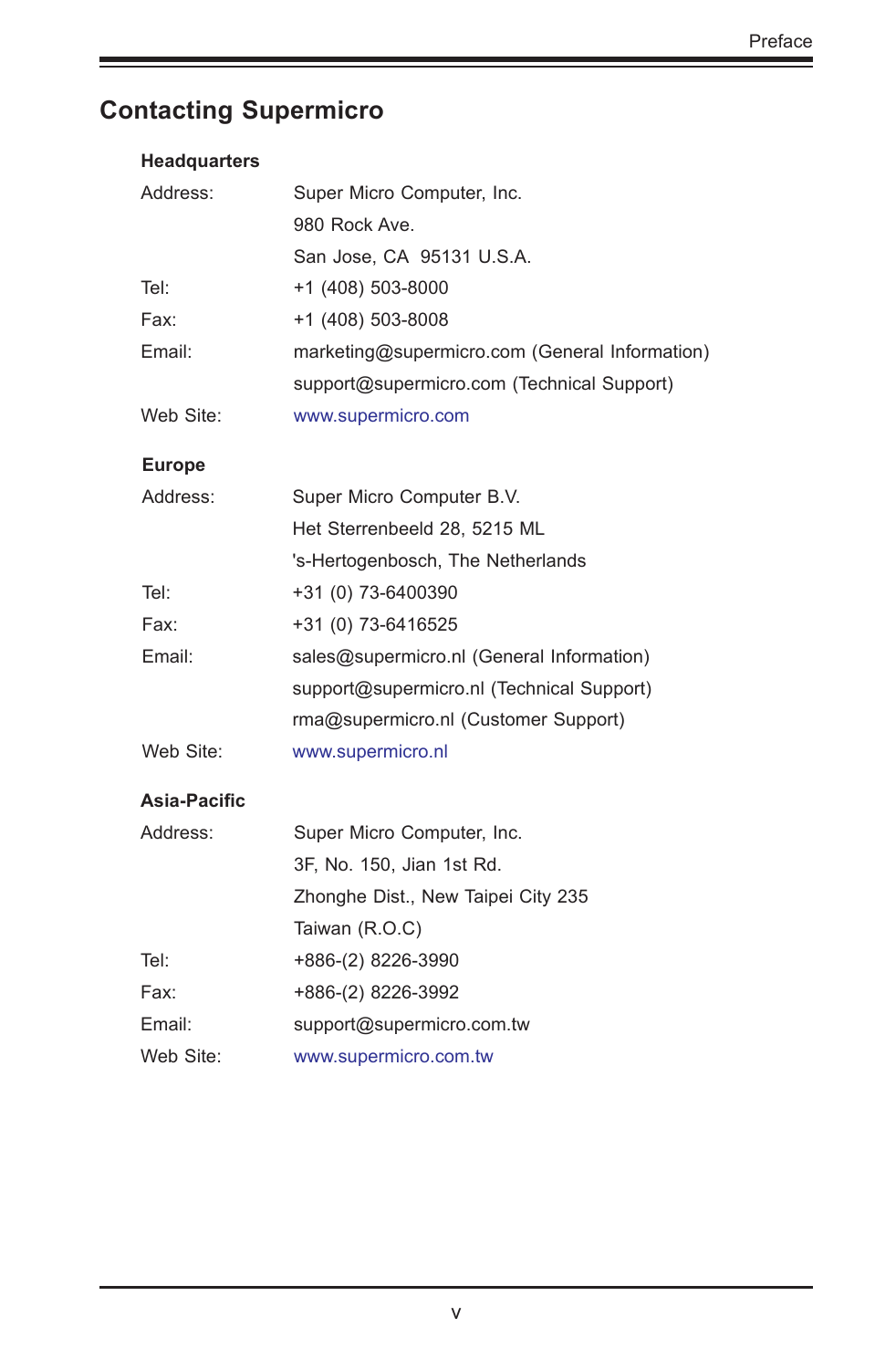## Contacting Supermicro

### Headquarters

| | |
|---|---|
| Address: | Super Micro Computer, Inc. |
| | 980 Rock Ave. |
| | San Jose, CA 95131 U.S.A. |
| Tel: | +1 (408) 503-8000 |
| Fax: | +1 (408) 503-8008 |
| Email: | marketing@supermicro.com (General Information) |
| | support@supermicro.com (Technical Support) |
| Web Site: | www.supermicro.com |

### Europe

| | |
|---|---|
| Address: | Super Micro Computer B.V. |
| | Het Sterrenbeeld 28, 5215 ML |
| | 's-Hertogenbosch, The Netherlands |
| Tel: | +31 (0) 73-6400390 |
| Fax: | +31 (0) 73-6416525 |
| Email: | sales@supermicro.nl (General Information) |
| | support@supermicro.nl (Technical Support) |
| | rma@supermicro.nl (Customer Support) |
| Web Site: | www.supermicro.nl |

### Asia-Pacific

| | |
|---|---|
| Address: | Super Micro Computer, Inc. |
| | 3F, No. 150, Jian 1st Rd. |
| | Zhonghe Dist., New Taipei City 235 |
| | Taiwan (R.O.C) |
| Tel: | +886-(2) 8226-3990 |
| Fax: | +886-(2) 8226-3992 |
| Email: | support@supermicro.com.tw |
| Web Site: | www.supermicro.com.tw |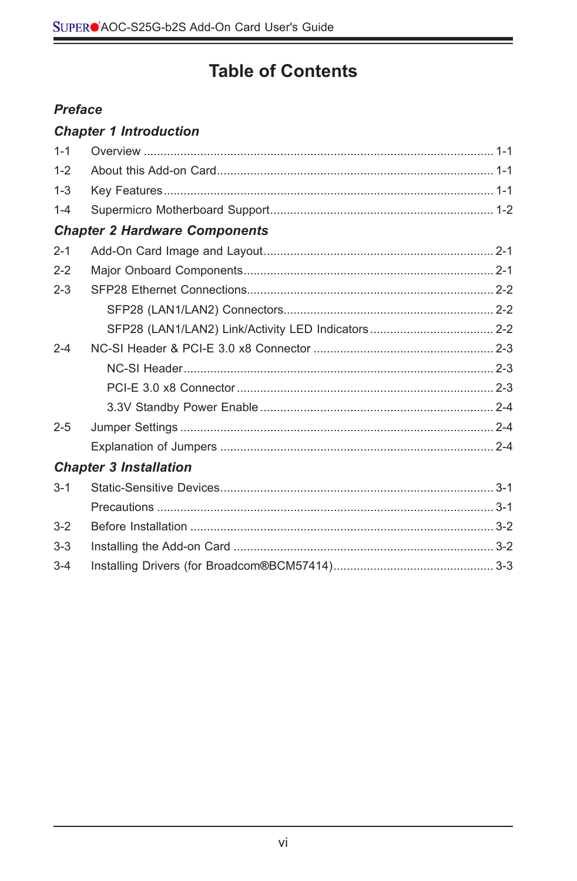# Table of Contents

***Preface***

***Chapter 1 Introduction***

1-1 Overview ........................................................................................................ 1-1

1-2 About this Add-on Card.................................................................................. 1-1

1-3 Key Features.................................................................................................. 1-1

1-4 Supermicro Motherboard Support.................................................................. 1-2

***Chapter 2 Hardware Components***

2-1 Add-On Card Image and Layout.................................................................... 2-1

2-2 Major Onboard Components.......................................................................... 2-1

2-3 SFP28 Ethernet Connections......................................................................... 2-2

SFP28 (LAN1/LAN2) Connectors.............................................................. 2-2

SFP28 (LAN1/LAN2) Link/Activity LED Indicators..................................... 2-2

2-4 NC-SI Header & PCI-E 3.0 x8 Connector ..................................................... 2-3

NC-SI Header............................................................................................ 2-3

PCI-E 3.0 x8 Connector ............................................................................ 2-3

3.3V Standby Power Enable ..................................................................... 2-4

2-5 Jumper Settings ............................................................................................ 2-4

Explanation of Jumpers ................................................................................. 2-4

***Chapter 3 Installation***

3-1 Static-Sensitive Devices................................................................................. 3-1

Precautions .................................................................................................... 3-1

3-2 Before Installation .......................................................................................... 3-2

3-3 Installing the Add-on Card ............................................................................. 3-2

3-4 Installing Drivers (for Broadcom®BCM57414)............................................... 3-3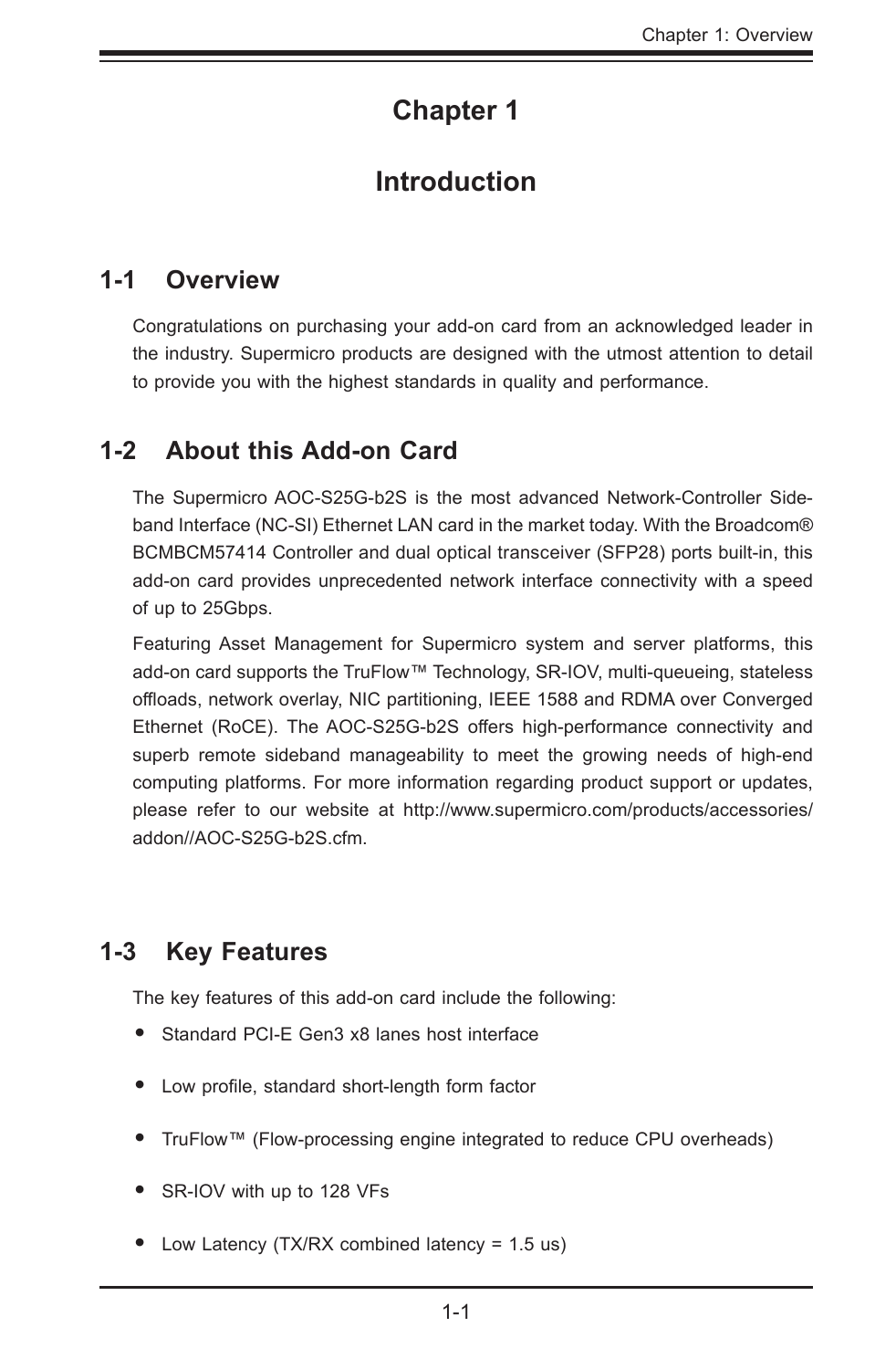# Chapter 1

# Introduction

## 1-1 Overview

Congratulations on purchasing your add-on card from an acknowledged leader in the industry. Supermicro products are designed with the utmost attention to detail to provide you with the highest standards in quality and performance.

## 1-2 About this Add-on Card

The Supermicro AOC-S25G-b2S is the most advanced Network-Controller Side-band Interface (NC-SI) Ethernet LAN card in the market today. With the Broadcom® BCMBCM57414 Controller and dual optical transceiver (SFP28) ports built-in, this add-on card provides unprecedented network interface connectivity with a speed of up to 25Gbps.

Featuring Asset Management for Supermicro system and server platforms, this add-on card supports the TruFlow™ Technology, SR-IOV, multi-queueing, stateless offloads, network overlay, NIC partitioning, IEEE 1588 and RDMA over Converged Ethernet (RoCE). The AOC-S25G-b2S offers high-performance connectivity and superb remote sideband manageability to meet the growing needs of high-end computing platforms. For more information regarding product support or updates, please refer to our website at http://www.supermicro.com/products/accessories/addon//AOC-S25G-b2S.cfm.

## 1-3 Key Features

The key features of this add-on card include the following:

- Standard PCI-E Gen3 x8 lanes host interface
- Low profile, standard short-length form factor
- TruFlow™ (Flow-processing engine integrated to reduce CPU overheads)
- SR-IOV with up to 128 VFs
- Low Latency (TX/RX combined latency = 1.5 us)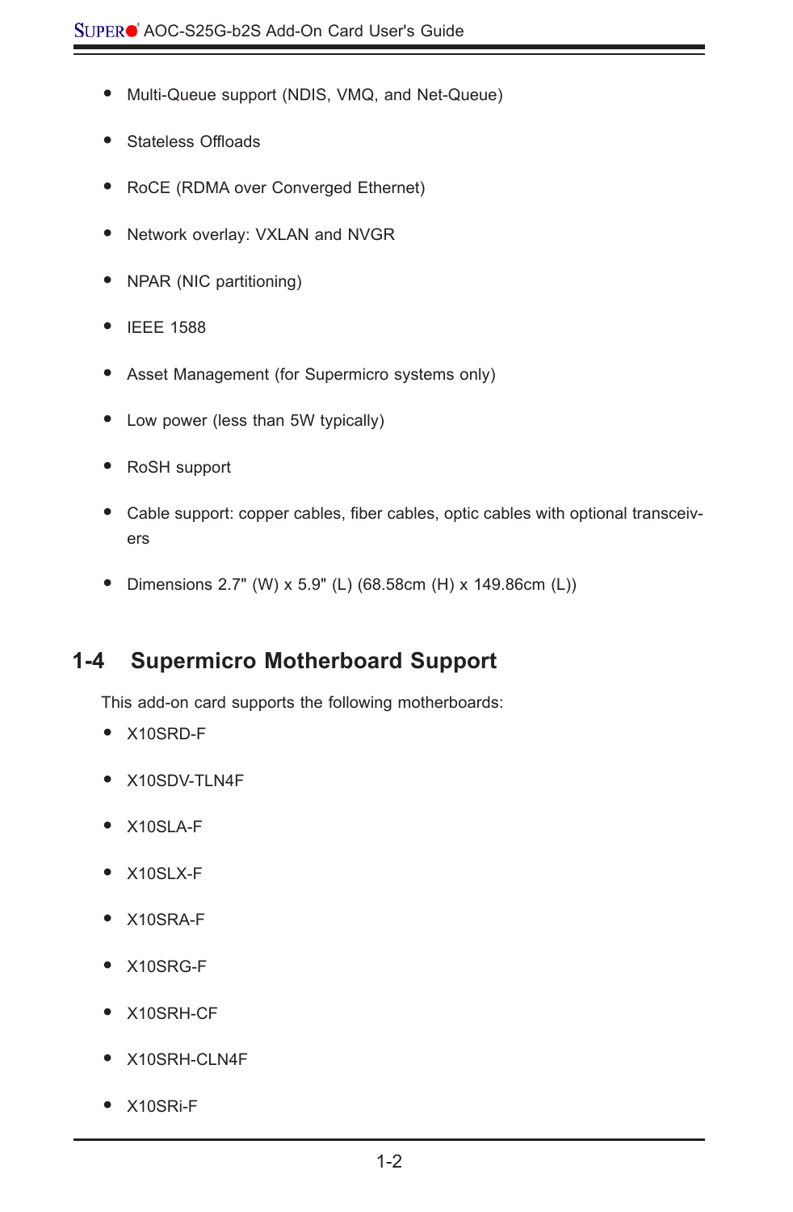- Multi-Queue support (NDIS, VMQ, and Net-Queue)
- Stateless Offloads
- RoCE (RDMA over Converged Ethernet)
- Network overlay: VXLAN and NVGR
- NPAR (NIC partitioning)
- IEEE 1588
- Asset Management (for Supermicro systems only)
- Low power (less than 5W typically)
- RoSH support
- Cable support: copper cables, fiber cables, optic cables with optional transceivers
- Dimensions 2.7" (W) x 5.9" (L) (68.58cm (H) x 149.86cm (L))

## 1-4 Supermicro Motherboard Support

This add-on card supports the following motherboards:

- X10SRD-F
- X10SDV-TLN4F
- X10SLA-F
- X10SLX-F
- X10SRA-F
- X10SRG-F
- X10SRH-CF
- X10SRH-CLN4F
- X10SRi-F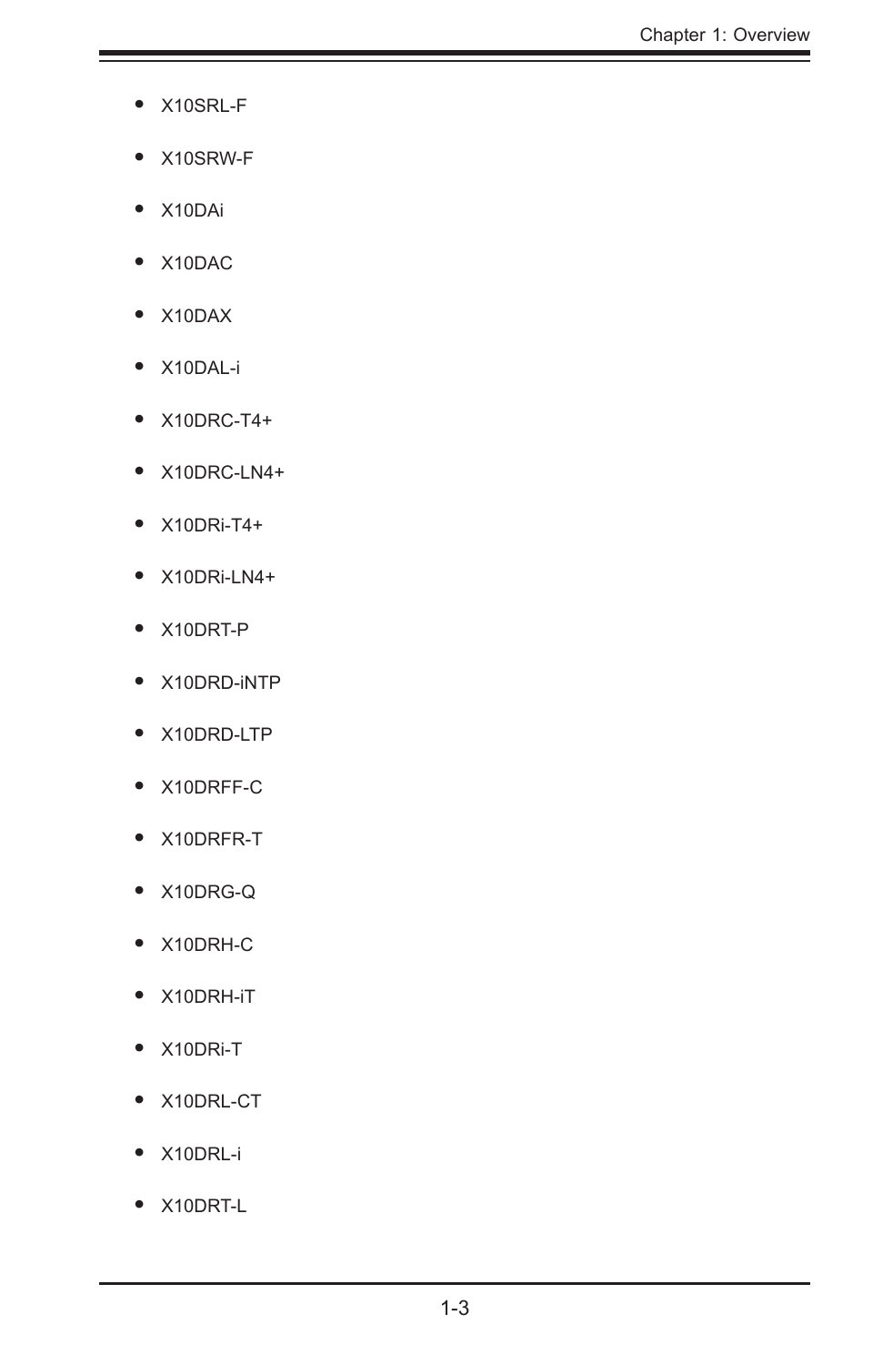- X10SRL-F
- X10SRW-F
- X10DAi
- X10DAC
- X10DAX
- X10DAL-i
- X10DRC-T4+
- X10DRC-LN4+
- X10DRi-T4+
- X10DRi-LN4+
- X10DRT-P
- X10DRD-iNTP
- X10DRD-LTP
- X10DRFF-C
- X10DRFR-T
- X10DRG-Q
- X10DRH-C
- X10DRH-iT
- X10DRi-T
- X10DRL-CT
- X10DRL-i
- X10DRT-L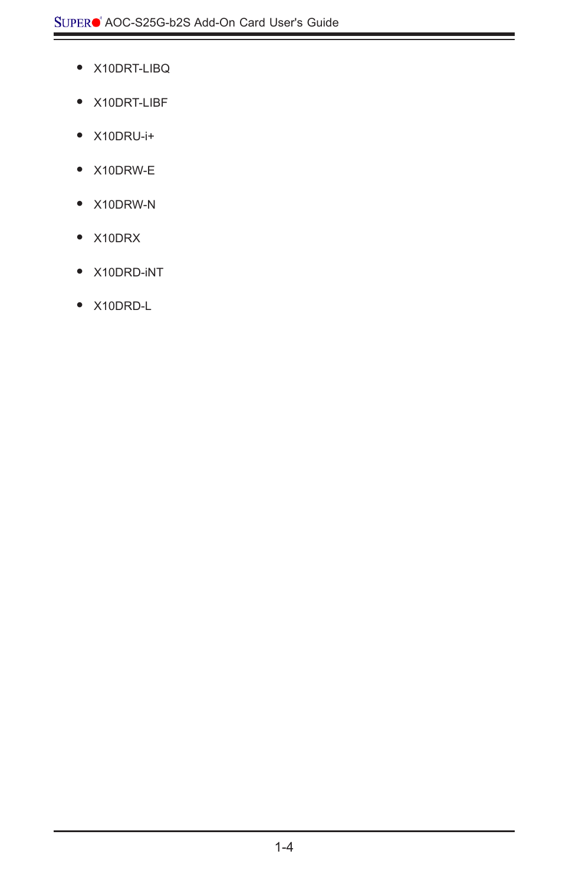- X10DRT-LIBQ
- X10DRT-LIBF
- X10DRU-i+
- X10DRW-E
- X10DRW-N
- X10DRX
- X10DRD-iNT
- X10DRD-L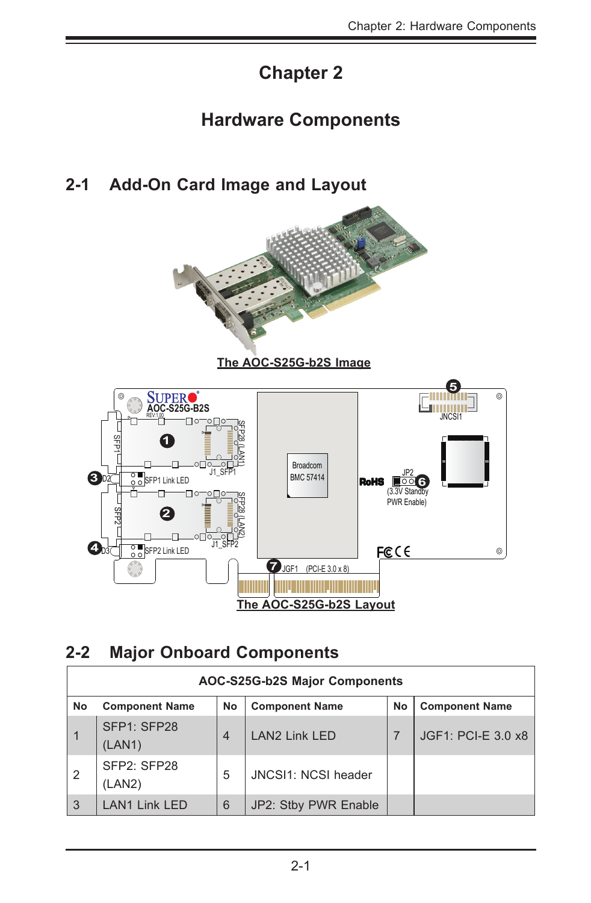# Chapter 2

# Hardware Components

## 2-1 Add-On Card Image and Layout

The AOC-S25G-b2S Image

The AOC-S25G-b2S Layout

## 2-2 Major Onboard Components

| AOC-S25G-b2S Major Components | | | | | |
|---|---|---|---|---|---|
| **No** | **Component Name** | **No** | **Component Name** | **No** | **Component Name** |
| 1 | SFP1: SFP28 (LAN1) | 4 | LAN2 Link LED | 7 | JGF1: PCI-E 3.0 x8 |
| 2 | SFP2: SFP28 (LAN2) | 5 | JNCSI1: NCSI header | | |
| 3 | LAN1 Link LED | 6 | JP2: Stby PWR Enable | | |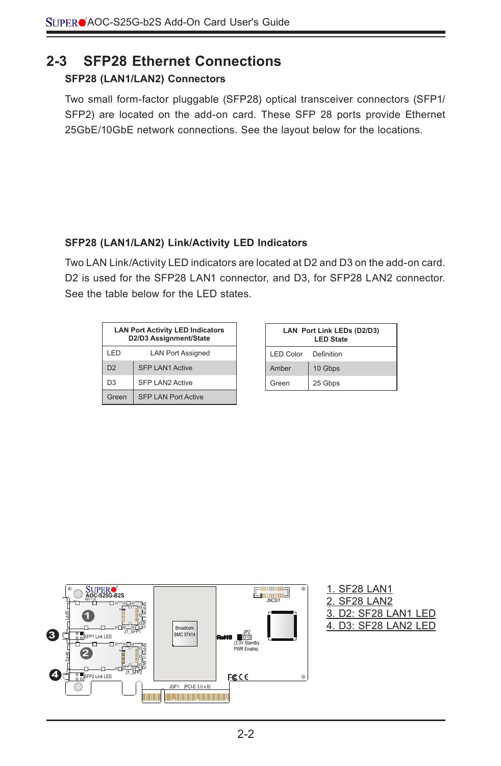## 2-3 SFP28 Ethernet Connections

### SFP28 (LAN1/LAN2) Connectors

Two small form-factor pluggable (SFP28) optical transceiver connectors (SFP1/SFP2) are located on the add-on card. These SFP 28 ports provide Ethernet 25GbE/10GbE network connections. See the layout below for the locations.

### SFP28 (LAN1/LAN2) Link/Activity LED Indicators

Two LAN Link/Activity LED indicators are located at D2 and D3 on the add-on card. D2 is used for the SFP28 LAN1 connector, and D3, for SFP28 LAN2 connector. See the table below for the LED states.

| LAN Port Activity LED Indicators D2/D3 Assignment/State | |
|---|---|
| LED | LAN Port Assigned |
| D2 | SFP LAN1 Active |
| D3 | SFP LAN2 Active |
| Green | SFP LAN Port Active |

| LAN Port Link LEDs (D2/D3) LED State | |
|---|---|
| LED Color | Definition |
| Amber | 10 Gbps |
| Green | 25 Gbps |

1. SF28 LAN1
2. SF28 LAN2
3. D2: SF28 LAN1 LED
4. D3: SF28 LAN2 LED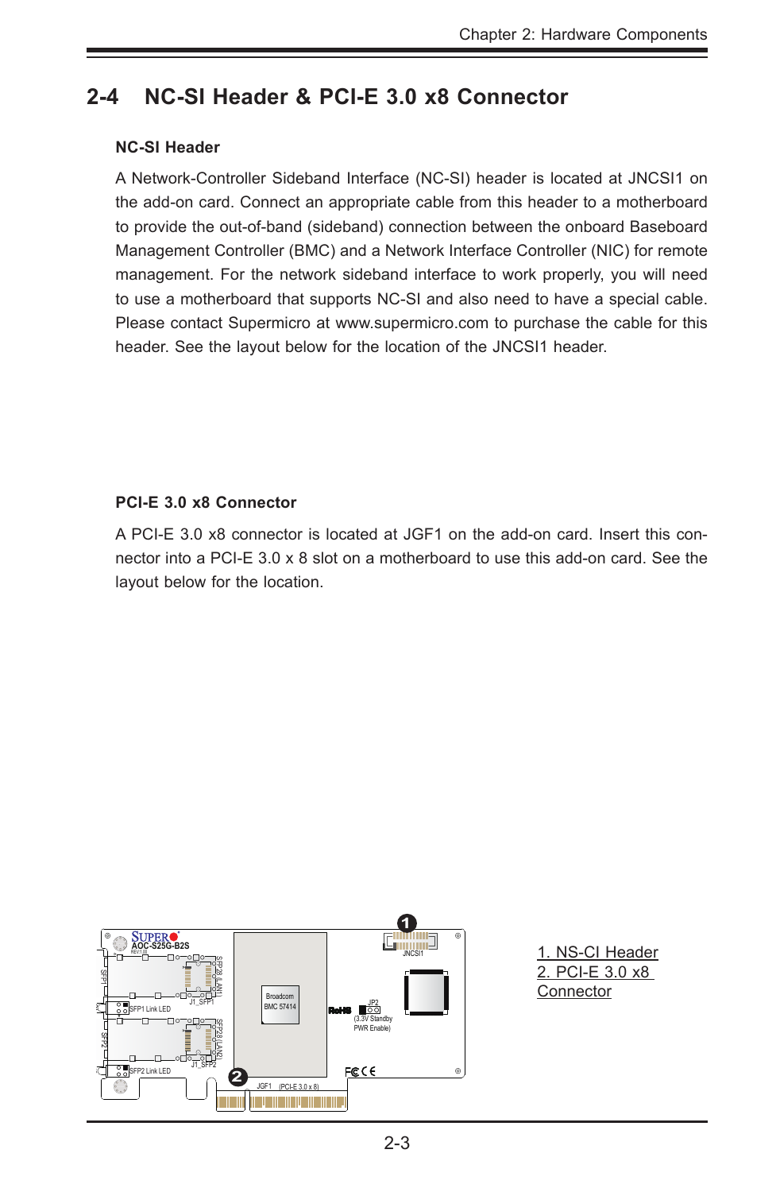## 2-4 NC-SI Header & PCI-E 3.0 x8 Connector

**NC-SI Header**

A Network-Controller Sideband Interface (NC-SI) header is located at JNCSI1 on the add-on card. Connect an appropriate cable from this header to a motherboard to provide the out-of-band (sideband) connection between the onboard Baseboard Management Controller (BMC) and a Network Interface Controller (NIC) for remote management. For the network sideband interface to work properly, you will need to use a motherboard that supports NC-SI and also need to have a special cable. Please contact Supermicro at www.supermicro.com to purchase the cable for this header. See the layout below for the location of the JNCSI1 header.

**PCI-E 3.0 x8 Connector**

A PCI-E 3.0 x8 connector is located at JGF1 on the add-on card. Insert this connector into a PCI-E 3.0 x 8 slot on a motherboard to use this add-on card. See the layout below for the location.

1. NS-CI Header
2. PCI-E 3.0 x8 Connector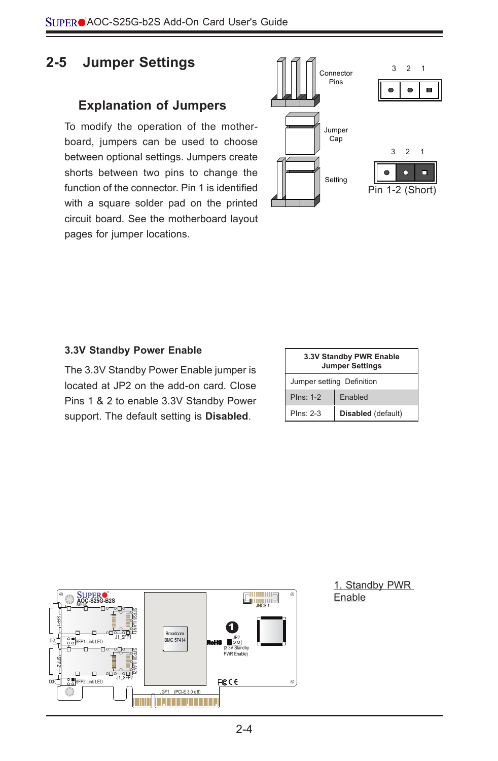## 2-5 Jumper Settings

### Explanation of Jumpers

To modify the operation of the motherboard, jumpers can be used to choose between optional settings. Jumpers create shorts between two pins to change the function of the connector. Pin 1 is identified with a square solder pad on the printed circuit board. See the motherboard layout pages for jumper locations.

Connector Pins

Jumper Cap

Setting

3 2 1

3 2 1

Pin 1-2 (Short)

### 3.3V Standby Power Enable

The 3.3V Standby Power Enable jumper is located at JP2 on the add-on card. Close Pins 1 & 2 to enable 3.3V Standby Power support. The default setting is **Disabled**.

| 3.3V Standby PWR Enable Jumper Settings | |
|---|---|
| Jumper setting | Definition |
| PIns: 1-2 | Enabled |
| PIns: 2-3 | **Disabled** (default) |

1. Standby PWR Enable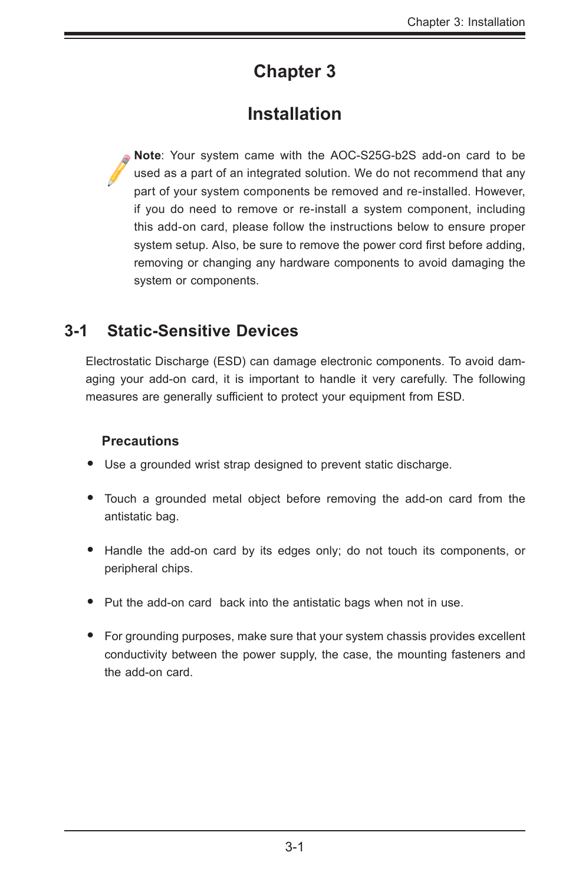# Chapter 3

# Installation

**Note**: Your system came with the AOC-S25G-b2S add-on card to be used as a part of an integrated solution. We do not recommend that any part of your system components be removed and re-installed. However, if you do need to remove or re-install a system component, including this add-on card, please follow the instructions below to ensure proper system setup. Also, be sure to remove the power cord first before adding, removing or changing any hardware components to avoid damaging the system or components.

## 3-1 Static-Sensitive Devices

Electrostatic Discharge (ESD) can damage electronic components. To avoid damaging your add-on card, it is important to handle it very carefully. The following measures are generally sufficient to protect your equipment from ESD.

### Precautions

- Use a grounded wrist strap designed to prevent static discharge.
- Touch a grounded metal object before removing the add-on card from the antistatic bag.
- Handle the add-on card by its edges only; do not touch its components, or peripheral chips.
- Put the add-on card back into the antistatic bags when not in use.
- For grounding purposes, make sure that your system chassis provides excellent conductivity between the power supply, the case, the mounting fasteners and the add-on card.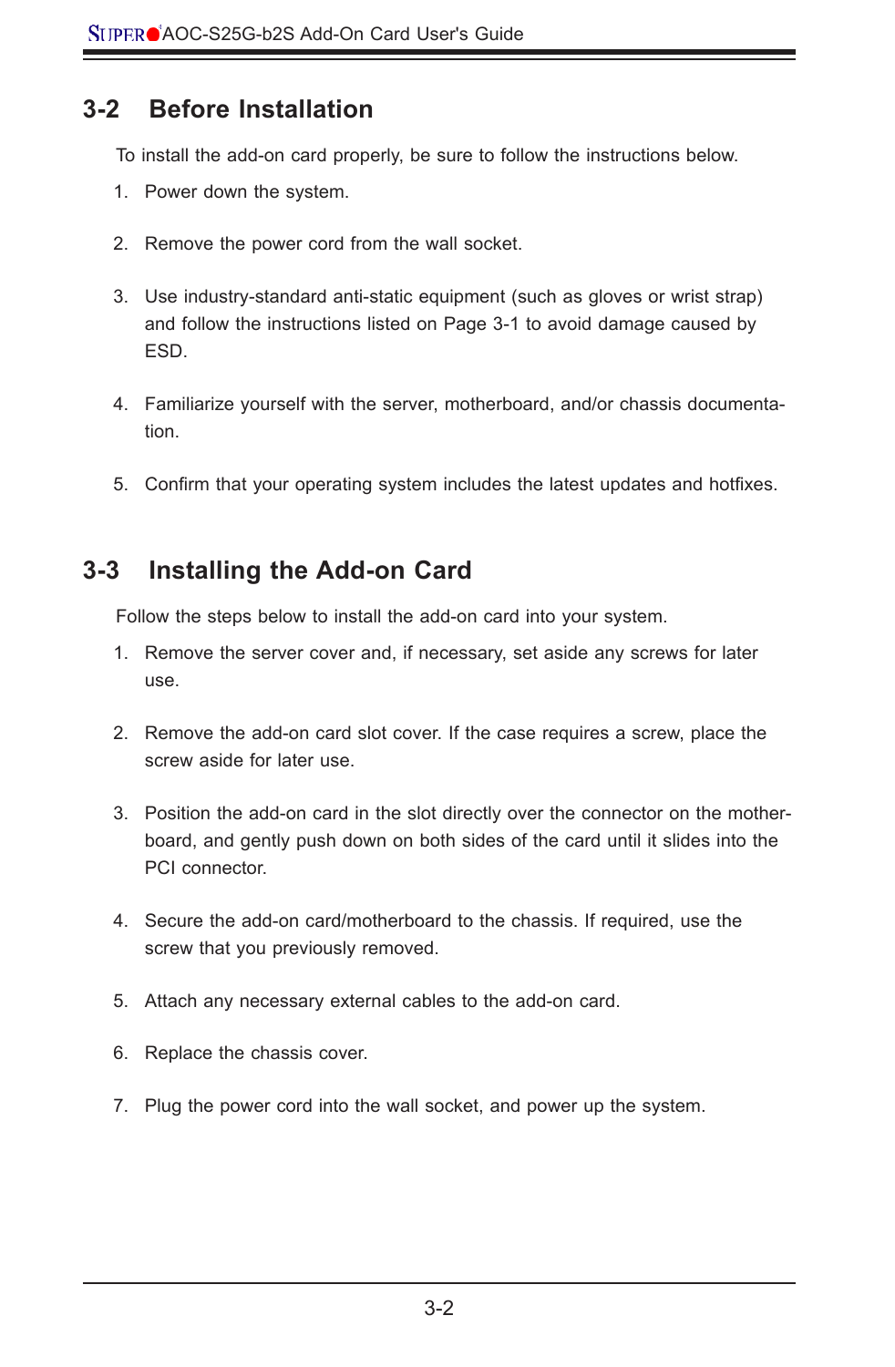## 3-2 Before Installation

To install the add-on card properly, be sure to follow the instructions below.

1. Power down the system.
2. Remove the power cord from the wall socket.
3. Use industry-standard anti-static equipment (such as gloves or wrist strap) and follow the instructions listed on Page 3-1 to avoid damage caused by ESD.
4. Familiarize yourself with the server, motherboard, and/or chassis documentation.
5. Confirm that your operating system includes the latest updates and hotfixes.

## 3-3 Installing the Add-on Card

Follow the steps below to install the add-on card into your system.

1. Remove the server cover and, if necessary, set aside any screws for later use.
2. Remove the add-on card slot cover. If the case requires a screw, place the screw aside for later use.
3. Position the add-on card in the slot directly over the connector on the motherboard, and gently push down on both sides of the card until it slides into the PCI connector.
4. Secure the add-on card/motherboard to the chassis. If required, use the screw that you previously removed.
5. Attach any necessary external cables to the add-on card.
6. Replace the chassis cover.
7. Plug the power cord into the wall socket, and power up the system.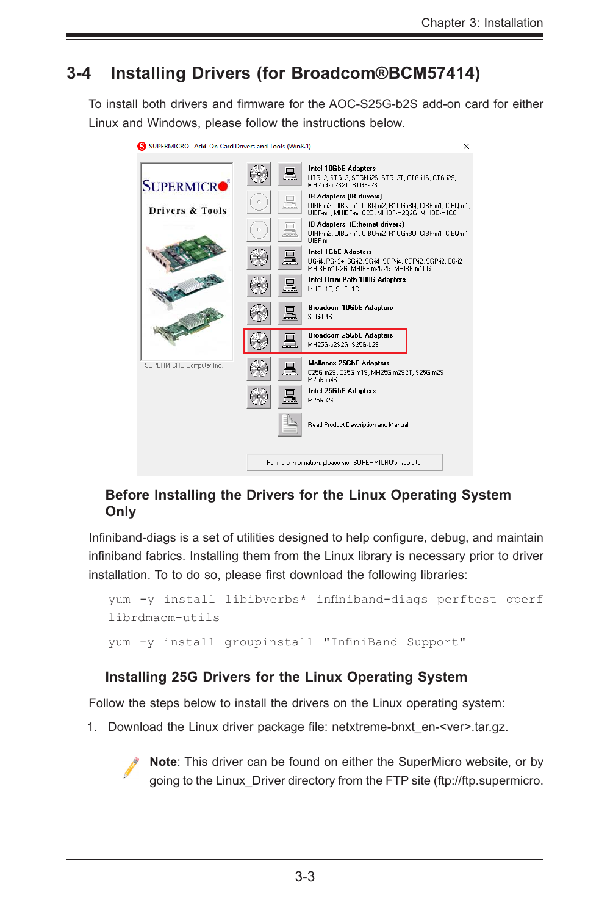## 3-4 Installing Drivers (for Broadcom®BCM57414)

To install both drivers and firmware for the AOC-S25G-b2S add-on card for either Linux and Windows, please follow the instructions below.

### Before Installing the Drivers for the Linux Operating System Only

Infiniband-diags is a set of utilities designed to help configure, debug, and maintain infiniband fabrics. Installing them from the Linux library is necessary prior to driver installation. To to do so, please first download the following libraries:

```
yum -y install libibverbs* infiniband-diags perftest qperf
librdmacm-utils

yum -y install groupinstall "InfiniBand Support"
```

### Installing 25G Drivers for the Linux Operating System

Follow the steps below to install the drivers on the Linux operating system:

1. Download the Linux driver package file: netxtreme-bnxt_en-<ver>.tar.gz.

   **Note**: This driver can be found on either the SuperMicro website, or by going to the Linux_Driver directory from the FTP site (ftp://ftp.supermicro.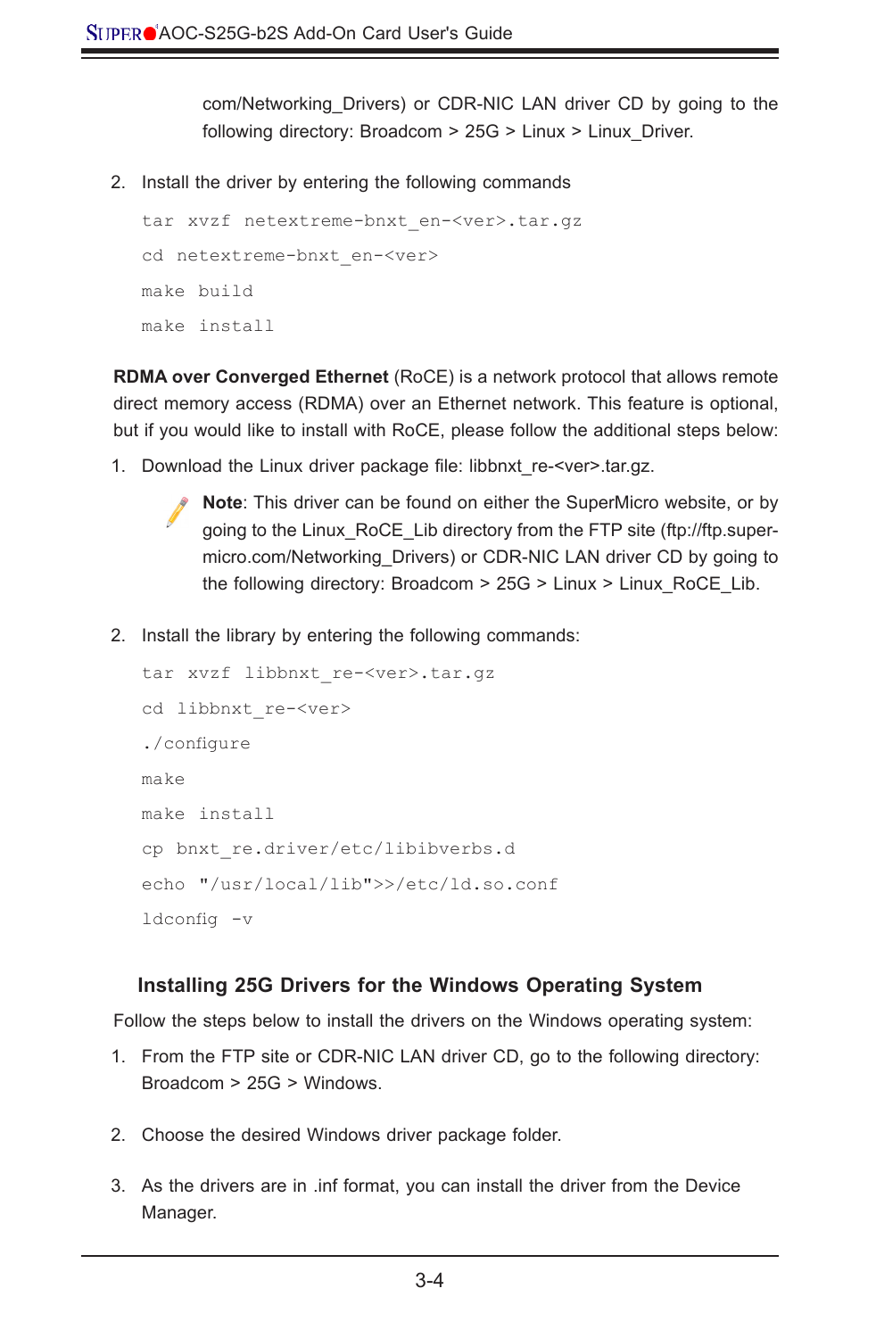com/Networking_Drivers) or CDR-NIC LAN driver CD by going to the following directory: Broadcom > 25G > Linux > Linux_Driver.

2. Install the driver by entering the following commands

```
tar xvzf netextreme-bnxt_en-<ver>.tar.gz
cd netextreme-bnxt_en-<ver>
make build
make install
```

**RDMA over Converged Ethernet** (RoCE) is a network protocol that allows remote direct memory access (RDMA) over an Ethernet network. This feature is optional, but if you would like to install with RoCE, please follow the additional steps below:

1. Download the Linux driver package file: libbnxt_re-<ver>.tar.gz.

   **Note**: This driver can be found on either the SuperMicro website, or by going to the Linux_RoCE_Lib directory from the FTP site (ftp://ftp.supermicro.com/Networking_Drivers) or CDR-NIC LAN driver CD by going to the following directory: Broadcom > 25G > Linux > Linux_RoCE_Lib.

2. Install the library by entering the following commands:

```
tar xvzf libbnxt_re-<ver>.tar.gz
cd libbnxt_re-<ver>
./configure
make
make install
cp bnxt_re.driver/etc/libibverbs.d
echo "/usr/local/lib">>/etc/ld.so.conf
ldconfig -v
```

### Installing 25G Drivers for the Windows Operating System

Follow the steps below to install the drivers on the Windows operating system:

1. From the FTP site or CDR-NIC LAN driver CD, go to the following directory: Broadcom > 25G > Windows.

2. Choose the desired Windows driver package folder.

3. As the drivers are in .inf format, you can install the driver from the Device Manager.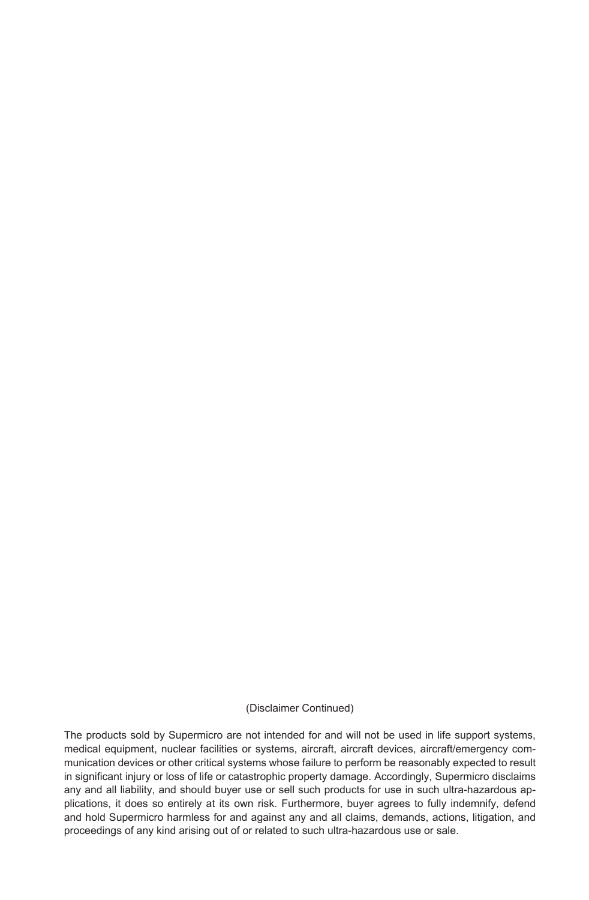(Disclaimer Continued)

The products sold by Supermicro are not intended for and will not be used in life support systems, medical equipment, nuclear facilities or systems, aircraft, aircraft devices, aircraft/emergency communication devices or other critical systems whose failure to perform be reasonably expected to result in significant injury or loss of life or catastrophic property damage. Accordingly, Supermicro disclaims any and all liability, and should buyer use or sell such products for use in such ultra-hazardous applications, it does so entirely at its own risk. Furthermore, buyer agrees to fully indemnify, defend and hold Supermicro harmless for and against any and all claims, demands, actions, litigation, and proceedings of any kind arising out of or related to such ultra-hazardous use or sale.